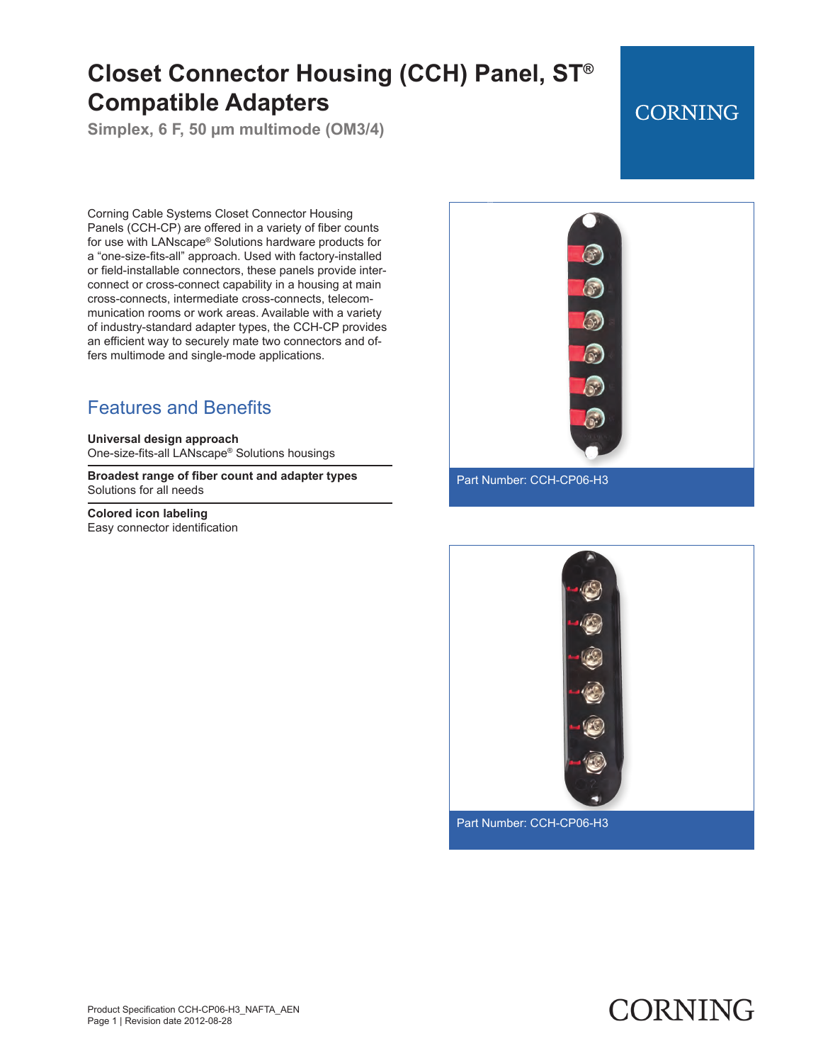# Closet Connector Housing (CCH) Panel, ST® Compatible Adapters

Simplex, 6 F, 50 µm multimode (OM3/4)

CORNING

Corning Cable Systems Closet Connector Housing Panels (CCH-CP) are offered in a variety of fiber counts for use with LANscape® Solutions hardware products for a "one-size-fits-all" approach. Used with factory-installed or field-installable connectors, these panels provide interconnect or cross-connect capability in a housing at main cross-connects, intermediate cross-connects, telecommunication rooms or work areas. Available with a variety of industry-standard adapter types, the CCH-CP provides an efficient way to securely mate two connectors and offers multimode and single-mode applications.

## Features and Benefits

**Universal design approach**
One-size-fits-all LANscape® Solutions housings

**Broadest range of fiber count and adapter types**
Solutions for all needs

**Colored icon labeling**
Easy connector identification

Part Number: CCH-CP06-H3

Part Number: CCH-CP06-H3

Product Specification CCH-CP06-H3_NAFTA_AEN
Page 1 | Revision date 2012-08-28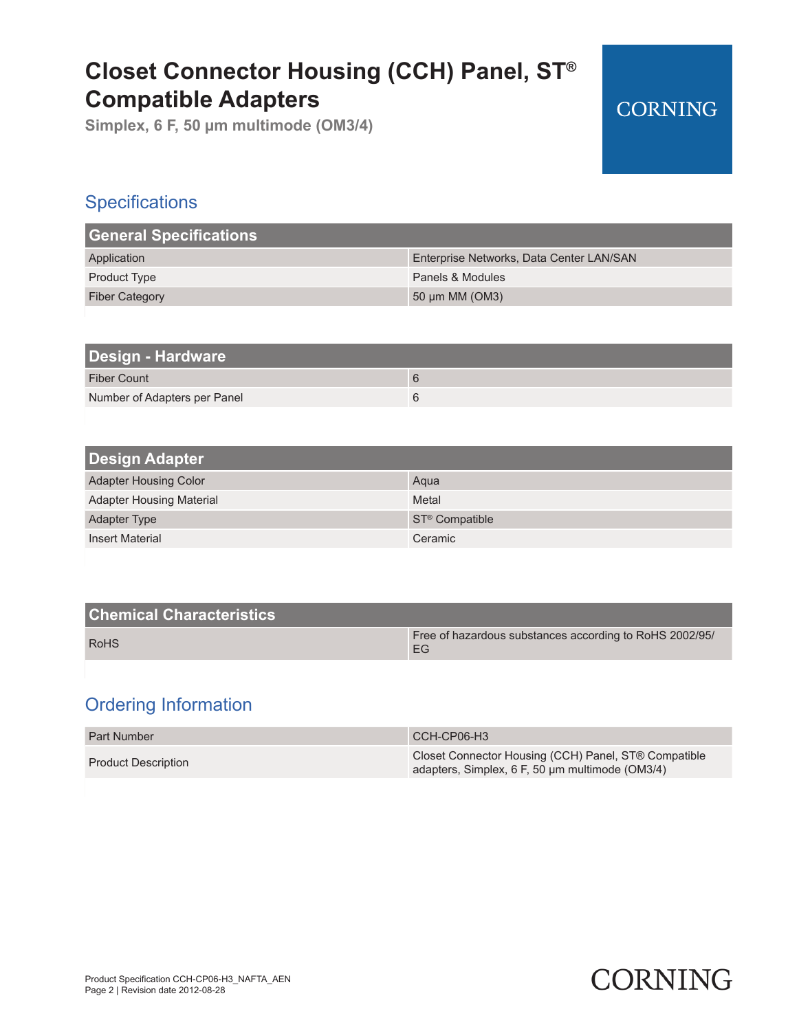# Closet Connector Housing (CCH) Panel, ST® Compatible Adapters

**Simplex, 6 F, 50 µm multimode (OM3/4)**

## Specifications

| General Specifications | |
|---|---|
| Application | Enterprise Networks, Data Center LAN/SAN |
| Product Type | Panels & Modules |
| Fiber Category | 50 µm MM (OM3) |

| Design - Hardware | |
|---|---|
| Fiber Count | 6 |
| Number of Adapters per Panel | 6 |

| Design Adapter | |
|---|---|
| Adapter Housing Color | Aqua |
| Adapter Housing Material | Metal |
| Adapter Type | ST® Compatible |
| Insert Material | Ceramic |

| Chemical Characteristics | |
|---|---|
| RoHS | Free of hazardous substances according to RoHS 2002/95/EG |

## Ordering Information

| Part Number | CCH-CP06-H3 |
|---|---|
| Product Description | Closet Connector Housing (CCH) Panel, ST® Compatible adapters, Simplex, 6 F, 50 µm multimode (OM3/4) |

Product Specification CCH-CP06-H3_NAFTA_AEN
Revision date 2012-08-28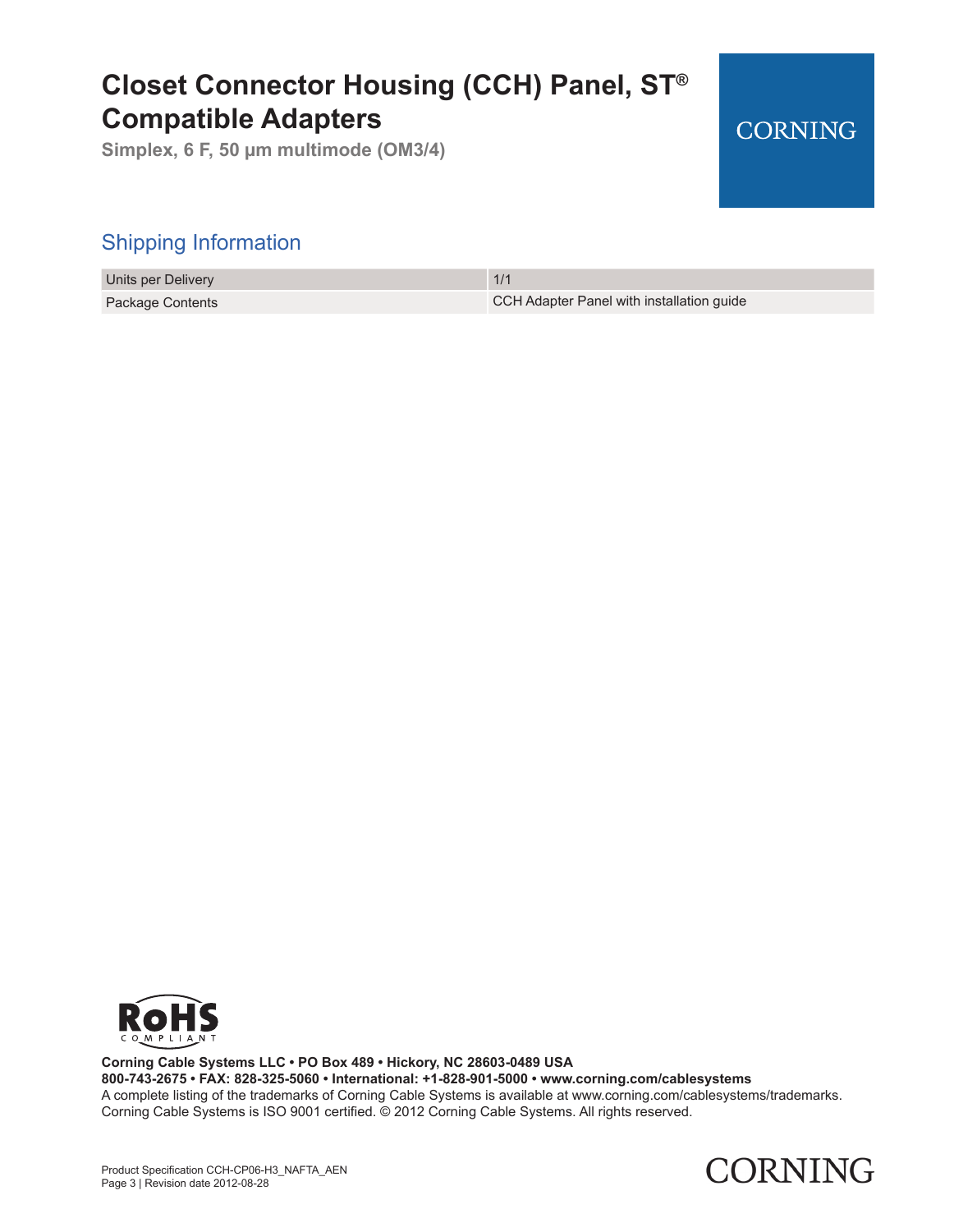# Closet Connector Housing (CCH) Panel, ST® Compatible Adapters

**Simplex, 6 F, 50 µm multimode (OM3/4)**

## Shipping Information

| | |
|---|---|
| Units per Delivery | 1/1 |
| Package Contents | CCH Adapter Panel with installation guide |

RoHS COMPLIANT

**Corning Cable Systems LLC • PO Box 489 • Hickory, NC 28603-0489 USA**
**800-743-2675 • FAX: 828-325-5060 • International: +1-828-901-5000 • www.corning.com/cablesystems**
A complete listing of the trademarks of Corning Cable Systems is available at www.corning.com/cablesystems/trademarks.
Corning Cable Systems is ISO 9001 certified. © 2012 Corning Cable Systems. All rights reserved.

Product Specification CCH-CP06-H3_NAFTA_AEN
Revision date 2012-08-28